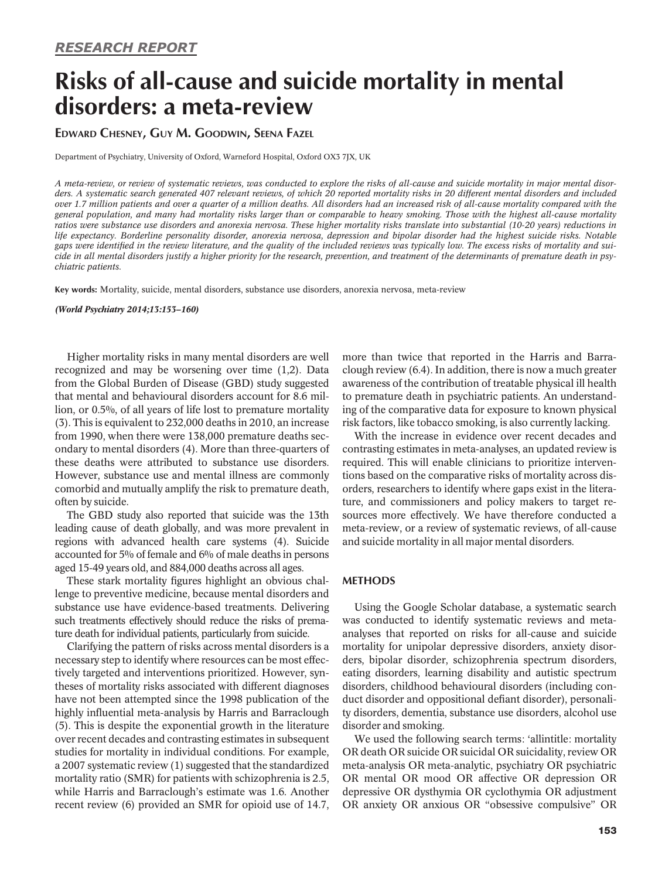*RESEARCH REPORT*

# Risks of all-cause and suicide mortality in mental disorders: a meta-review

EDWARD CHESNEY, GUY M. GOODWIN, SEENA FAZEL

Department of Psychiatry, University of Oxford, Warneford Hospital, Oxford OX3 7JX, UK

*A meta-review, or review of systematic reviews, was conducted to explore the risks of all-cause and suicide mortality in major mental disorders. A systematic search generated 407 relevant reviews, of which 20 reported mortality risks in 20 different mental disorders and included over 1.7 million patients and over a quarter of a million deaths. All disorders had an increased risk of all-cause mortality compared with the general population, and many had mortality risks larger than or comparable to heavy smoking. Those with the highest all-cause mortality ratios were substance use disorders and anorexia nervosa. These higher mortality risks translate into substantial (10-20 years) reductions in life expectancy. Borderline personality disorder, anorexia nervosa, depression and bipolar disorder had the highest suicide risks. Notable gaps were identified in the review literature, and the quality of the included reviews was typically low. The excess risks of mortality and suicide in all mental disorders justify a higher priority for the research, prevention, and treatment of the determinants of premature death in psychiatric patients.*

**Key words:** Mortality, suicide, mental disorders, substance use disorders, anorexia nervosa, meta-review

***(World Psychiatry 2014;13:153–160)***

Higher mortality risks in many mental disorders are well recognized and may be worsening over time (1,2). Data from the Global Burden of Disease (GBD) study suggested that mental and behavioural disorders account for 8.6 million, or 0.5%, of all years of life lost to premature mortality (3). This is equivalent to 232,000 deaths in 2010, an increase from 1990, when there were 138,000 premature deaths secondary to mental disorders (4). More than three-quarters of these deaths were attributed to substance use disorders. However, substance use and mental illness are commonly comorbid and mutually amplify the risk to premature death, often by suicide.

The GBD study also reported that suicide was the 13th leading cause of death globally, and was more prevalent in regions with advanced health care systems (4). Suicide accounted for 5% of female and 6% of male deaths in persons aged 15-49 years old, and 884,000 deaths across all ages.

These stark mortality figures highlight an obvious challenge to preventive medicine, because mental disorders and substance use have evidence-based treatments. Delivering such treatments effectively should reduce the risks of premature death for individual patients, particularly from suicide.

Clarifying the pattern of risks across mental disorders is a necessary step to identify where resources can be most effectively targeted and interventions prioritized. However, syntheses of mortality risks associated with different diagnoses have not been attempted since the 1998 publication of the highly influential meta-analysis by Harris and Barraclough (5). This is despite the exponential growth in the literature over recent decades and contrasting estimates in subsequent studies for mortality in individual conditions. For example, a 2007 systematic review (1) suggested that the standardized mortality ratio (SMR) for patients with schizophrenia is 2.5, while Harris and Barraclough's estimate was 1.6. Another recent review (6) provided an SMR for opioid use of 14.7, more than twice that reported in the Harris and Barraclough review (6.4). In addition, there is now a much greater awareness of the contribution of treatable physical ill health to premature death in psychiatric patients. An understanding of the comparative data for exposure to known physical risk factors, like tobacco smoking, is also currently lacking.

With the increase in evidence over recent decades and contrasting estimates in meta-analyses, an updated review is required. This will enable clinicians to prioritize interventions based on the comparative risks of mortality across disorders, researchers to identify where gaps exist in the literature, and commissioners and policy makers to target resources more effectively. We have therefore conducted a meta-review, or a review of systematic reviews, of all-cause and suicide mortality in all major mental disorders.

## METHODS

Using the Google Scholar database, a systematic search was conducted to identify systematic reviews and meta-analyses that reported on risks for all-cause and suicide mortality for unipolar depressive disorders, anxiety disorders, bipolar disorder, schizophrenia spectrum disorders, eating disorders, learning disability and autistic spectrum disorders, childhood behavioural disorders (including conduct disorder and oppositional defiant disorder), personality disorders, dementia, substance use disorders, alcohol use disorder and smoking.

We used the following search terms: 'allintitle: mortality OR death OR suicide OR suicidal OR suicidality, review OR meta-analysis OR meta-analytic, psychiatry OR psychiatric OR mental OR mood OR affective OR depression OR depressive OR dysthymia OR cyclothymia OR adjustment OR anxiety OR anxious OR "obsessive compulsive" OR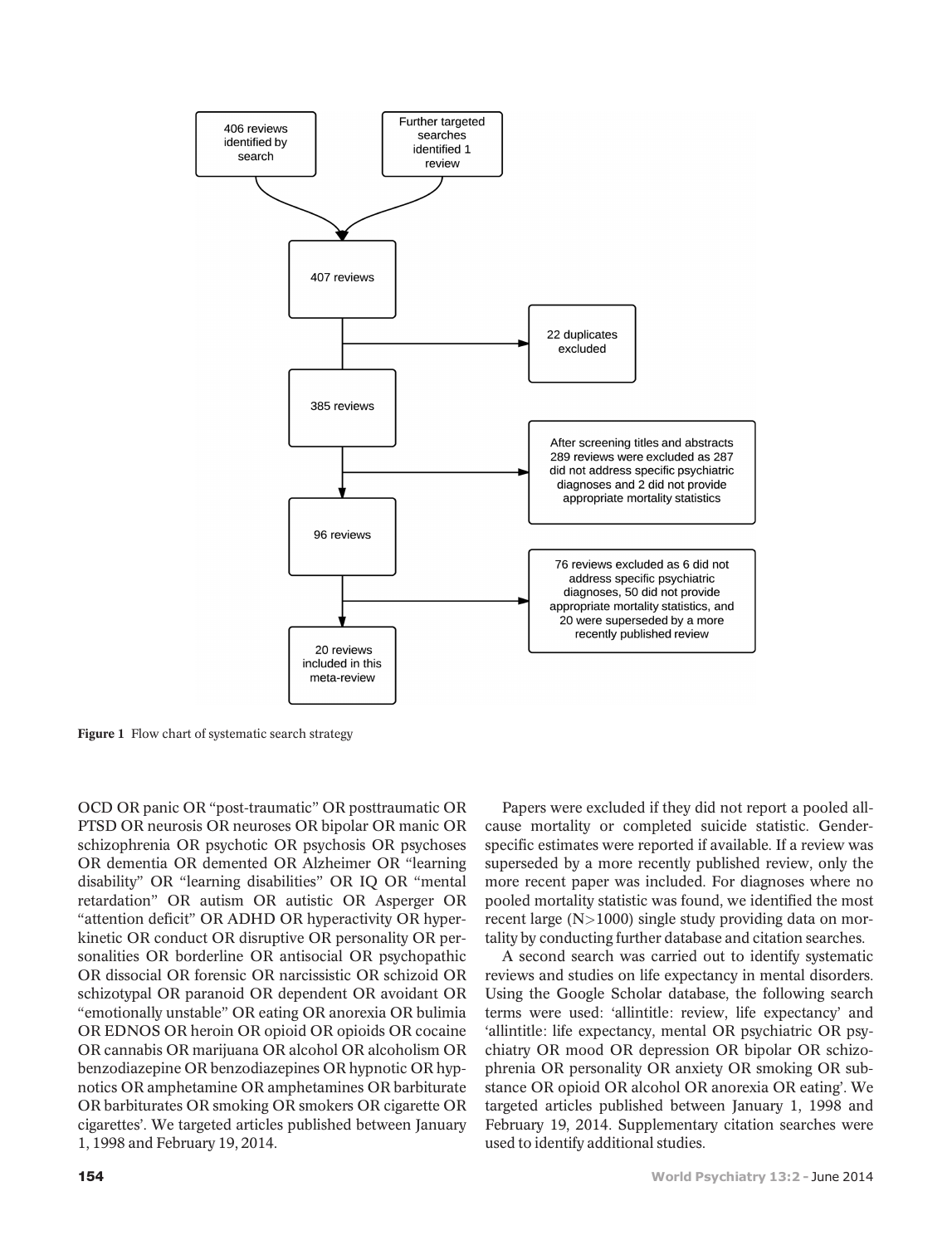406 reviews identified by search

Further targeted searches identified 1 review

407 reviews

22 duplicates excluded

385 reviews

After screening titles and abstracts 289 reviews were excluded as 287 did not address specific psychiatric diagnoses and 2 did not provide appropriate mortality statistics

96 reviews

76 reviews excluded as 6 did not address specific psychiatric diagnoses, 50 did not provide appropriate mortality statistics, and 20 were superseded by a more recently published review

20 reviews included in this meta-review

**Figure 1** Flow chart of systematic search strategy

OCD OR panic OR "post-traumatic" OR posttraumatic OR PTSD OR neurosis OR neuroses OR bipolar OR manic OR schizophrenia OR psychotic OR psychosis OR psychoses OR dementia OR demented OR Alzheimer OR "learning disability" OR "learning disabilities" OR IQ OR "mental retardation" OR autism OR autistic OR Asperger OR "attention deficit" OR ADHD OR hyperactivity OR hyperkinetic OR conduct OR disruptive OR personality OR personalities OR borderline OR antisocial OR psychopathic OR dissocial OR forensic OR narcissistic OR schizoid OR schizotypal OR paranoid OR dependent OR avoidant OR "emotionally unstable" OR eating OR anorexia OR bulimia OR EDNOS OR heroin OR opioid OR opioids OR cocaine OR cannabis OR marijuana OR alcohol OR alcoholism OR benzodiazepine OR benzodiazepines OR hypnotic OR hypnotics OR amphetamine OR amphetamines OR barbiturate OR barbiturates OR smoking OR smokers OR cigarette OR cigarettes'. We targeted articles published between January 1, 1998 and February 19, 2014.

Papers were excluded if they did not report a pooled all-cause mortality or completed suicide statistic. Gender-specific estimates were reported if available. If a review was superseded by a more recently published review, only the more recent paper was included. For diagnoses where no pooled mortality statistic was found, we identified the most recent large (N>1000) single study providing data on mortality by conducting further database and citation searches.

A second search was carried out to identify systematic reviews and studies on life expectancy in mental disorders. Using the Google Scholar database, the following search terms were used: 'allintitle: review, life expectancy' and 'allintitle: life expectancy, mental OR psychiatric OR psychiatry OR mood OR depression OR bipolar OR schizophrenia OR personality OR anxiety OR smoking OR substance OR opioid OR alcohol OR anorexia OR eating'. We targeted articles published between January 1, 1998 and February 19, 2014. Supplementary citation searches were used to identify additional studies.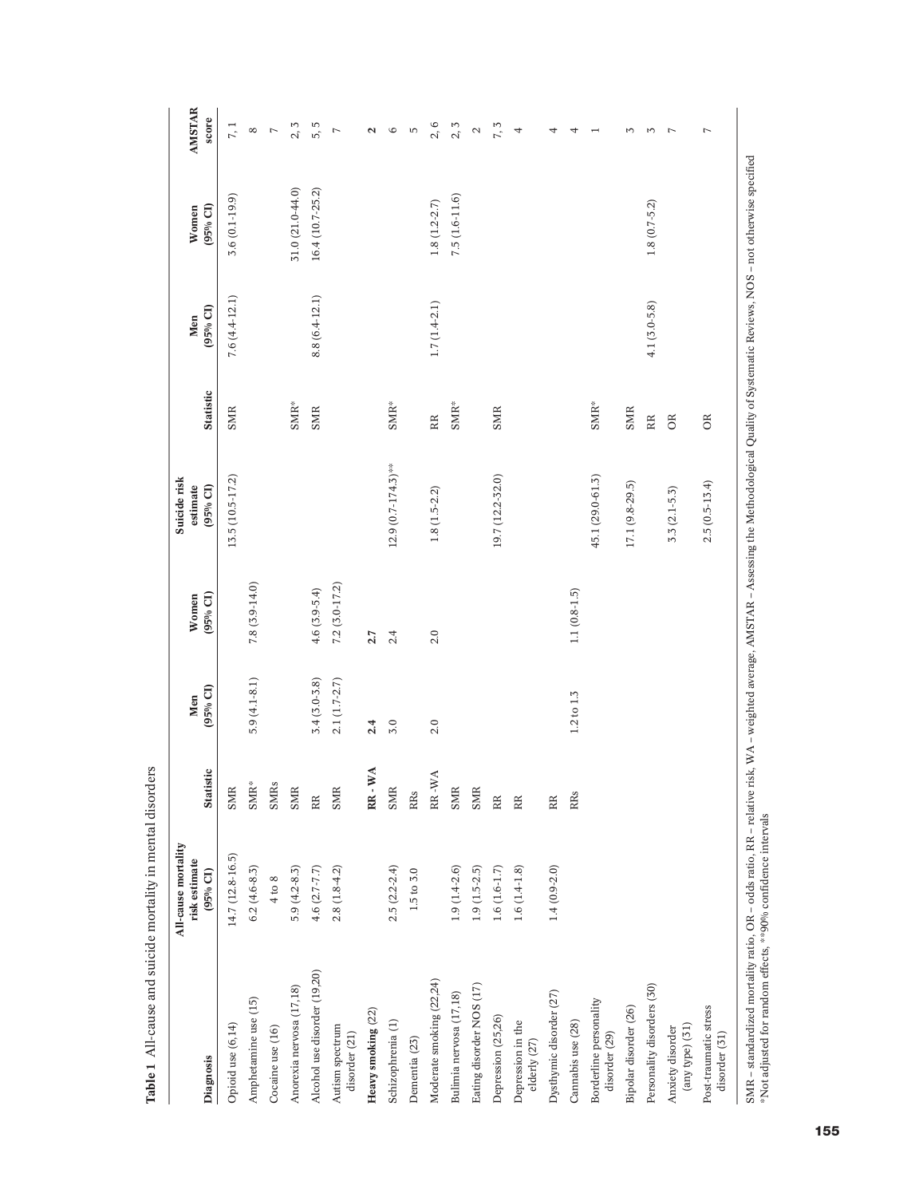**Table 1** All-cause and suicide mortality in mental disorders

| Diagnosis | All-cause mortality risk estimate (95% CI) | Statistic | Men (95% CI) | Women (95% CI) | Suicide risk estimate (95% CI) | Statistic | Men (95% CI) | Women (95% CI) | AMSTAR score |
|---|---|---|---|---|---|---|---|---|---|
| Opioid use (6,14) | 14.7 (12.8-16.5) | SMR | | | 13.5 (10.5-17.2) | SMR | 7.6 (4.4-12.1) | 3.6 (0.1-19.9) | 7, 1 |
| Amphetamine use (15) | 6.2 (4.6-8.3) | SMR* | 5.9 (4.1-8.1) | 7.8 (3.9-14.0) | | | | | 8 |
| Cocaine use (16) | 4 to 8 | SMRs | | | | | | | 7 |
| Anorexia nervosa (17,18) | 5.9 (4.2-8.3) | SMR | | | | SMR* | | 31.0 (21.0-44.0) | 2, 3 |
| Alcohol use disorder (19,20) | 4.6 (2.7-7.7) | RR | 3.4 (3.0-3.8) | 4.6 (3.9-5.4) | | SMR | 8.8 (6.4-12.1) | 16.4 (10.7-25.2) | 5, 5 |
| Autism spectrum disorder (21) | 2.8 (1.8-4.2) | SMR | 2.1 (1.7-2.7) | 7.2 (3.0-17.2) | | | | | 7 |
| **Heavy smoking** (22) | | **RR - WA** | **2.4** | **2.7** | | | | | **2** |
| Schizophrenia (1) | 2.5 (2.2-2.4) | SMR | 3.0 | 2.4 | 12.9 (0.7-174.3)** | SMR* | | | 6 |
| Dementia (23) | 1.5 to 3.0 | RRs | | | | | | | 5 |
| Moderate smoking (22,24) | | RR -WA | 2.0 | 2.0 | 1.8 (1.5-2.2) | RR | 1.7 (1.4-2.1) | 1.8 (1.2-2.7) | 2, 6 |
| Bulimia nervosa (17,18) | 1.9 (1.4-2.6) | SMR | | | | SMR* | | 7.5 (1.6-11.6) | 2, 3 |
| Eating disorder NOS (17) | 1.9 (1.5-2.5) | SMR | | | | | | | 2 |
| Depression (25,26) | 1.6 (1.6-1.7) | RR | | | 19.7 (12.2-32.0) | SMR | | | 7, 3 |
| Depression in the elderly (27) | 1.6 (1.4-1.8) | RR | | | | | | | 4 |
| Dysthymic disorder (27) | 1.4 (0.9-2.0) | RR | | | | | | | 4 |
| Cannabis use (28) | | RRs | 1.2 to 1.3 | 1.1 (0.8-1.5) | | | | | 4 |
| Borderline personality disorder (29) | | | | | 45.1 (29.0-61.3) | SMR* | | | 1 |
| Bipolar disorder (26) | | | | | 17.1 (9.8-29.5) | SMR | | | 3 |
| Personality disorders (30) | | | | | | RR | 4.1 (3.0-5.8) | 1.8 (0.7-5.2) | 3 |
| Anxiety disorder (any type) (31) | | | | | 3.3 (2.1-5.3) | OR | | | 7 |
| Post-traumatic stress disorder (31) | | | | | 2.5 (0.5-13.4) | OR | | | 7 |

SMR – standardized mortality ratio, OR – odds ratio, RR – relative risk, WA – weighted average, AMSTAR – Assessing the Methodological Quality of Systematic Reviews, NOS – not otherwise specified
*Not adjusted for random effects, **90% confidence intervals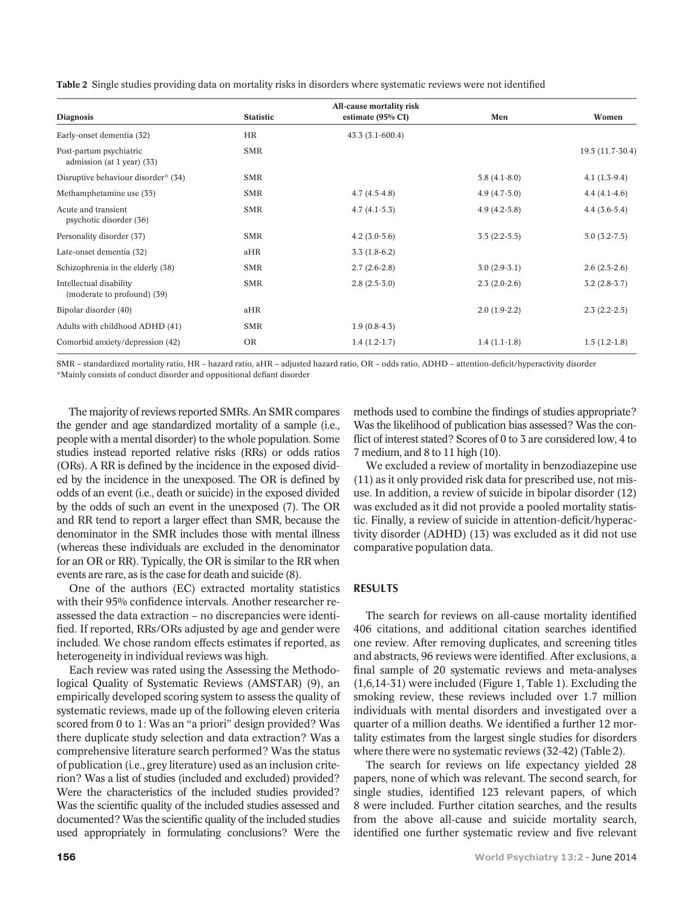**Table 2** Single studies providing data on mortality risks in disorders where systematic reviews were not identified

| Diagnosis | Statistic | All-cause mortality risk estimate (95% CI) | Men | Women |
|---|---|---|---|---|
| Early-onset dementia (32) | HR | 43.3 (3.1-600.4) | | |
| Post-partum psychiatric admission (at 1 year) (33) | SMR | | | 19.5 (11.7-30.4) |
| Disruptive behaviour disorder* (34) | SMR | | 5.8 (4.1-8.0) | 4.1 (1.3-9.4) |
| Methamphetamine use (35) | SMR | 4.7 (4.5-4.8) | 4.9 (4.7-5.0) | 4.4 (4.1-4.6) |
| Acute and transient psychotic disorder (36) | SMR | 4.7 (4.1-5.3) | 4.9 (4.2-5.8) | 4.4 (3.6-5.4) |
| Personality disorder (37) | SMR | 4.2 (3.0-5.6) | 3.5 (2.2-5.5) | 5.0 (3.2-7.5) |
| Late-onset dementia (32) | aHR | 3.3 (1.8-6.2) | | |
| Schizophrenia in the elderly (38) | SMR | 2.7 (2.6-2.8) | 3.0 (2.9-3.1) | 2.6 (2.5-2.6) |
| Intellectual disability (moderate to profound) (39) | SMR | 2.8 (2.5-3.0) | 2.3 (2.0-2.6) | 3.2 (2.8-3.7) |
| Bipolar disorder (40) | aHR | | 2.0 (1.9-2.2) | 2.3 (2.2-2.5) |
| Adults with childhood ADHD (41) | SMR | 1.9 (0.8-4.3) | | |
| Comorbid anxiety/depression (42) | OR | 1.4 (1.2-1.7) | 1.4 (1.1-1.8) | 1.5 (1.2-1.8) |

SMR – standardized mortality ratio, HR – hazard ratio, aHR – adjusted hazard ratio, OR – odds ratio, ADHD – attention-deficit/hyperactivity disorder
*Mainly consists of conduct disorder and oppositional defiant disorder

The majority of reviews reported SMRs. An SMR compares the gender and age standardized mortality of a sample (i.e., people with a mental disorder) to the whole population. Some studies instead reported relative risks (RRs) or odds ratios (ORs). A RR is defined by the incidence in the exposed divided by the incidence in the unexposed. The OR is defined by odds of an event (i.e., death or suicide) in the exposed divided by the odds of such an event in the unexposed (7). The OR and RR tend to report a larger effect than SMR, because the denominator in the SMR includes those with mental illness (whereas these individuals are excluded in the denominator for an OR or RR). Typically, the OR is similar to the RR when events are rare, as is the case for death and suicide (8).

One of the authors (EC) extracted mortality statistics with their 95% confidence intervals. Another researcher reassessed the data extraction – no discrepancies were identified. If reported, RRs/ORs adjusted by age and gender were included. We chose random effects estimates if reported, as heterogeneity in individual reviews was high.

Each review was rated using the Assessing the Methodological Quality of Systematic Reviews (AMSTAR) (9), an empirically developed scoring system to assess the quality of systematic reviews, made up of the following eleven criteria scored from 0 to 1: Was an "a priori" design provided? Was there duplicate study selection and data extraction? Was a comprehensive literature search performed? Was the status of publication (i.e., grey literature) used as an inclusion criterion? Was a list of studies (included and excluded) provided? Were the characteristics of the included studies provided? Was the scientific quality of the included studies assessed and documented? Was the scientific quality of the included studies used appropriately in formulating conclusions? Were the methods used to combine the findings of studies appropriate? Was the likelihood of publication bias assessed? Was the conflict of interest stated? Scores of 0 to 3 are considered low, 4 to 7 medium, and 8 to 11 high (10).

We excluded a review of mortality in benzodiazepine use (11) as it only provided risk data for prescribed use, not misuse. In addition, a review of suicide in bipolar disorder (12) was excluded as it did not provide a pooled mortality statistic. Finally, a review of suicide in attention-deficit/hyperactivity disorder (ADHD) (13) was excluded as it did not use comparative population data.

## RESULTS

The search for reviews on all-cause mortality identified 406 citations, and additional citation searches identified one review. After removing duplicates, and screening titles and abstracts, 96 reviews were identified. After exclusions, a final sample of 20 systematic reviews and meta-analyses (1,6,14-31) were included (Figure 1, Table 1). Excluding the smoking review, these reviews included over 1.7 million individuals with mental disorders and investigated over a quarter of a million deaths. We identified a further 12 mortality estimates from the largest single studies for disorders where there were no systematic reviews (32-42) (Table 2).

The search for reviews on life expectancy yielded 28 papers, none of which was relevant. The second search, for single studies, identified 123 relevant papers, of which 8 were included. Further citation searches, and the results from the above all-cause and suicide mortality search, identified one further systematic review and five relevant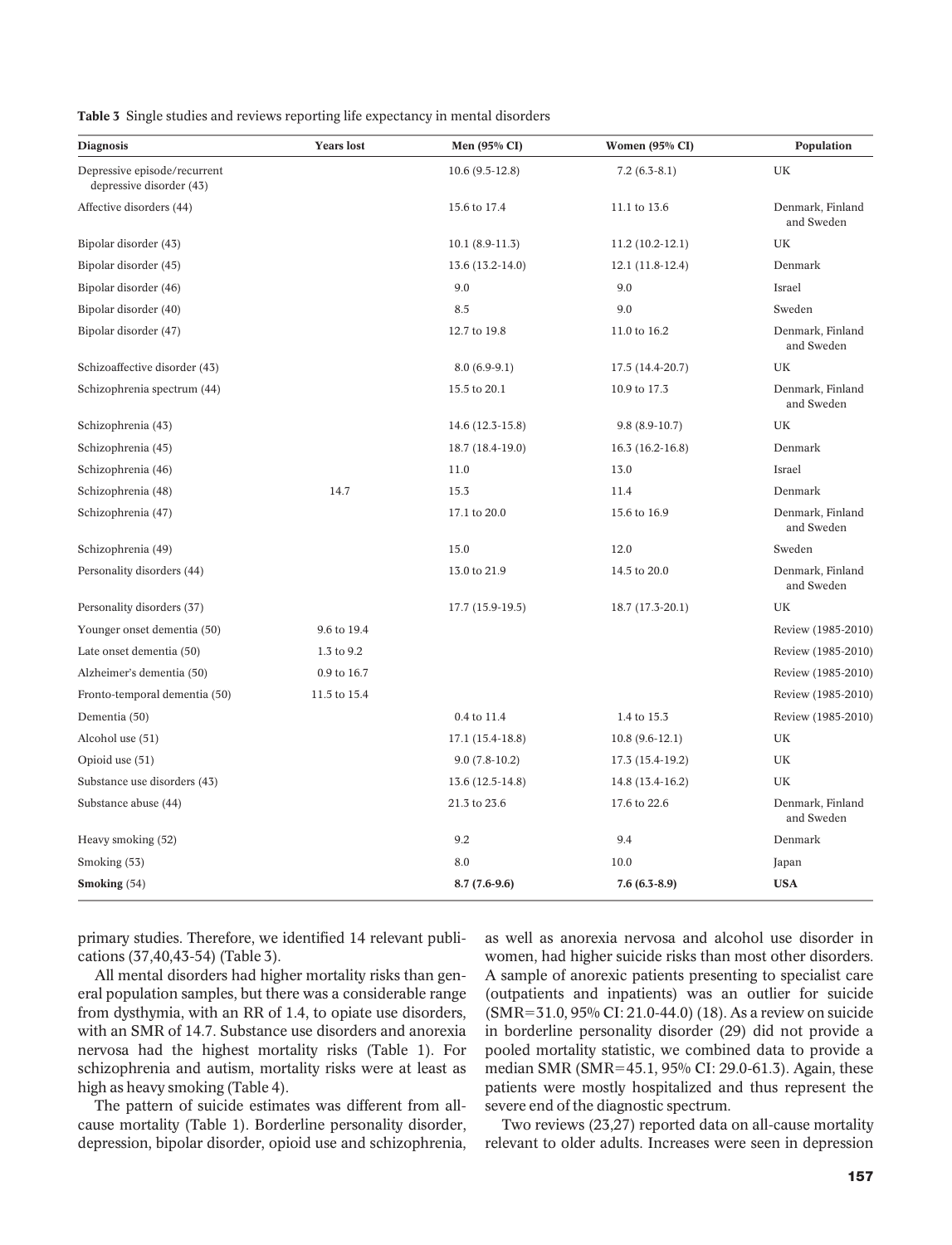**Table 3** Single studies and reviews reporting life expectancy in mental disorders

| Diagnosis | Years lost | Men (95% CI) | Women (95% CI) | Population |
|---|---|---|---|---|
| Depressive episode/recurrent depressive disorder (43) | | 10.6 (9.5-12.8) | 7.2 (6.3-8.1) | UK |
| Affective disorders (44) | | 15.6 to 17.4 | 11.1 to 13.6 | Denmark, Finland and Sweden |
| Bipolar disorder (43) | | 10.1 (8.9-11.3) | 11.2 (10.2-12.1) | UK |
| Bipolar disorder (45) | | 13.6 (13.2-14.0) | 12.1 (11.8-12.4) | Denmark |
| Bipolar disorder (46) | | 9.0 | 9.0 | Israel |
| Bipolar disorder (40) | | 8.5 | 9.0 | Sweden |
| Bipolar disorder (47) | | 12.7 to 19.8 | 11.0 to 16.2 | Denmark, Finland and Sweden |
| Schizoaffective disorder (43) | | 8.0 (6.9-9.1) | 17.5 (14.4-20.7) | UK |
| Schizophrenia spectrum (44) | | 15.5 to 20.1 | 10.9 to 17.3 | Denmark, Finland and Sweden |
| Schizophrenia (43) | | 14.6 (12.3-15.8) | 9.8 (8.9-10.7) | UK |
| Schizophrenia (45) | | 18.7 (18.4-19.0) | 16.3 (16.2-16.8) | Denmark |
| Schizophrenia (46) | | 11.0 | 13.0 | Israel |
| Schizophrenia (48) | 14.7 | 15.3 | 11.4 | Denmark |
| Schizophrenia (47) | | 17.1 to 20.0 | 15.6 to 16.9 | Denmark, Finland and Sweden |
| Schizophrenia (49) | | 15.0 | 12.0 | Sweden |
| Personality disorders (44) | | 13.0 to 21.9 | 14.5 to 20.0 | Denmark, Finland and Sweden |
| Personality disorders (37) | | 17.7 (15.9-19.5) | 18.7 (17.3-20.1) | UK |
| Younger onset dementia (50) | 9.6 to 19.4 | | | Review (1985-2010) |
| Late onset dementia (50) | 1.3 to 9.2 | | | Review (1985-2010) |
| Alzheimer's dementia (50) | 0.9 to 16.7 | | | Review (1985-2010) |
| Fronto-temporal dementia (50) | 11.5 to 15.4 | | | Review (1985-2010) |
| Dementia (50) | | 0.4 to 11.4 | 1.4 to 15.3 | Review (1985-2010) |
| Alcohol use (51) | | 17.1 (15.4-18.8) | 10.8 (9.6-12.1) | UK |
| Opioid use (51) | | 9.0 (7.8-10.2) | 17.3 (15.4-19.2) | UK |
| Substance use disorders (43) | | 13.6 (12.5-14.8) | 14.8 (13.4-16.2) | UK |
| Substance abuse (44) | | 21.3 to 23.6 | 17.6 to 22.6 | Denmark, Finland and Sweden |
| Heavy smoking (52) | | 9.2 | 9.4 | Denmark |
| Smoking (53) | | 8.0 | 10.0 | Japan |
| **Smoking** (54) | | **8.7 (7.6-9.6)** | **7.6 (6.3-8.9)** | **USA** |

primary studies. Therefore, we identified 14 relevant publications (37,40,43-54) (Table 3).

All mental disorders had higher mortality risks than general population samples, but there was a considerable range from dysthymia, with an RR of 1.4, to opiate use disorders, with an SMR of 14.7. Substance use disorders and anorexia nervosa had the highest mortality risks (Table 1). For schizophrenia and autism, mortality risks were at least as high as heavy smoking (Table 4).

The pattern of suicide estimates was different from all-cause mortality (Table 1). Borderline personality disorder, depression, bipolar disorder, opioid use and schizophrenia, as well as anorexia nervosa and alcohol use disorder in women, had higher suicide risks than most other disorders. A sample of anorexic patients presenting to specialist care (outpatients and inpatients) was an outlier for suicide (SMR=31.0, 95% CI: 21.0-44.0) (18). As a review on suicide in borderline personality disorder (29) did not provide a pooled mortality statistic, we combined data to provide a median SMR (SMR=45.1, 95% CI: 29.0-61.3). Again, these patients were mostly hospitalized and thus represent the severe end of the diagnostic spectrum.

Two reviews (23,27) reported data on all-cause mortality relevant to older adults. Increases were seen in depression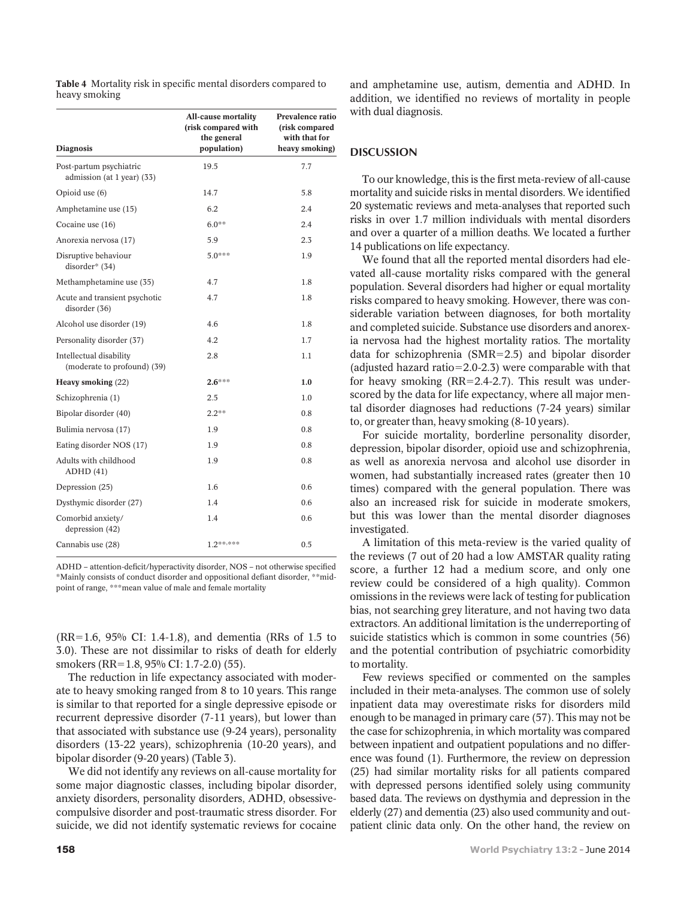**Table 4** Mortality risk in specific mental disorders compared to heavy smoking

| Diagnosis | All-cause mortality (risk compared with the general population) | Prevalence ratio (risk compared with that for heavy smoking) |
|---|---|---|
| Post-partum psychiatric admission (at 1 year) (33) | 19.5 | 7.7 |
| Opioid use (6) | 14.7 | 5.8 |
| Amphetamine use (15) | 6.2 | 2.4 |
| Cocaine use (16) | 6.0** | 2.4 |
| Anorexia nervosa (17) | 5.9 | 2.3 |
| Disruptive behaviour disorder* (34) | 5.0*** | 1.9 |
| Methamphetamine use (35) | 4.7 | 1.8 |
| Acute and transient psychotic disorder (36) | 4.7 | 1.8 |
| Alcohol use disorder (19) | 4.6 | 1.8 |
| Personality disorder (37) | 4.2 | 1.7 |
| Intellectual disability (moderate to profound) (39) | 2.8 | 1.1 |
| **Heavy smoking** (22) | **2.6***** | **1.0** |
| Schizophrenia (1) | 2.5 | 1.0 |
| Bipolar disorder (40) | 2.2** | 0.8 |
| Bulimia nervosa (17) | 1.9 | 0.8 |
| Eating disorder NOS (17) | 1.9 | 0.8 |
| Adults with childhood ADHD (41) | 1.9 | 0.8 |
| Depression (25) | 1.6 | 0.6 |
| Dysthymic disorder (27) | 1.4 | 0.6 |
| Comorbid anxiety/ depression (42) | 1.4 | 0.6 |
| Cannabis use (28) | 1.2**,*** | 0.5 |

ADHD – attention-deficit/hyperactivity disorder, NOS – not otherwise specified
*Mainly consists of conduct disorder and oppositional defiant disorder, **midpoint of range, ***mean value of male and female mortality

(RR=1.6, 95% CI: 1.4-1.8), and dementia (RRs of 1.5 to 3.0). These are not dissimilar to risks of death for elderly smokers (RR=1.8, 95% CI: 1.7-2.0) (55).

The reduction in life expectancy associated with moderate to heavy smoking ranged from 8 to 10 years. This range is similar to that reported for a single depressive episode or recurrent depressive disorder (7-11 years), but lower than that associated with substance use (9-24 years), personality disorders (13-22 years), schizophrenia (10-20 years), and bipolar disorder (9-20 years) (Table 3).

We did not identify any reviews on all-cause mortality for some major diagnostic classes, including bipolar disorder, anxiety disorders, personality disorders, ADHD, obsessive-compulsive disorder and post-traumatic stress disorder. For suicide, we did not identify systematic reviews for cocaine and amphetamine use, autism, dementia and ADHD. In addition, we identified no reviews of mortality in people with dual diagnosis.

## DISCUSSION

To our knowledge, this is the first meta-review of all-cause mortality and suicide risks in mental disorders. We identified 20 systematic reviews and meta-analyses that reported such risks in over 1.7 million individuals with mental disorders and over a quarter of a million deaths. We located a further 14 publications on life expectancy.

We found that all the reported mental disorders had elevated all-cause mortality risks compared with the general population. Several disorders had higher or equal mortality risks compared to heavy smoking. However, there was considerable variation between diagnoses, for both mortality and completed suicide. Substance use disorders and anorexia nervosa had the highest mortality ratios. The mortality data for schizophrenia (SMR=2.5) and bipolar disorder (adjusted hazard ratio=2.0-2.3) were comparable with that for heavy smoking (RR=2.4-2.7). This result was underscored by the data for life expectancy, where all major mental disorder diagnoses had reductions (7-24 years) similar to, or greater than, heavy smoking (8-10 years).

For suicide mortality, borderline personality disorder, depression, bipolar disorder, opioid use and schizophrenia, as well as anorexia nervosa and alcohol use disorder in women, had substantially increased rates (greater then 10 times) compared with the general population. There was also an increased risk for suicide in moderate smokers, but this was lower than the mental disorder diagnoses investigated.

A limitation of this meta-review is the varied quality of the reviews (7 out of 20 had a low AMSTAR quality rating score, a further 12 had a medium score, and only one review could be considered of a high quality). Common omissions in the reviews were lack of testing for publication bias, not searching grey literature, and not having two data extractors. An additional limitation is the underreporting of suicide statistics which is common in some countries (56) and the potential contribution of psychiatric comorbidity to mortality.

Few reviews specified or commented on the samples included in their meta-analyses. The common use of solely inpatient data may overestimate risks for disorders mild enough to be managed in primary care (57). This may not be the case for schizophrenia, in which mortality was compared between inpatient and outpatient populations and no difference was found (1). Furthermore, the review on depression (25) had similar mortality risks for all patients compared with depressed persons identified solely using community based data. The reviews on dysthymia and depression in the elderly (27) and dementia (23) also used community and outpatient clinic data only. On the other hand, the review on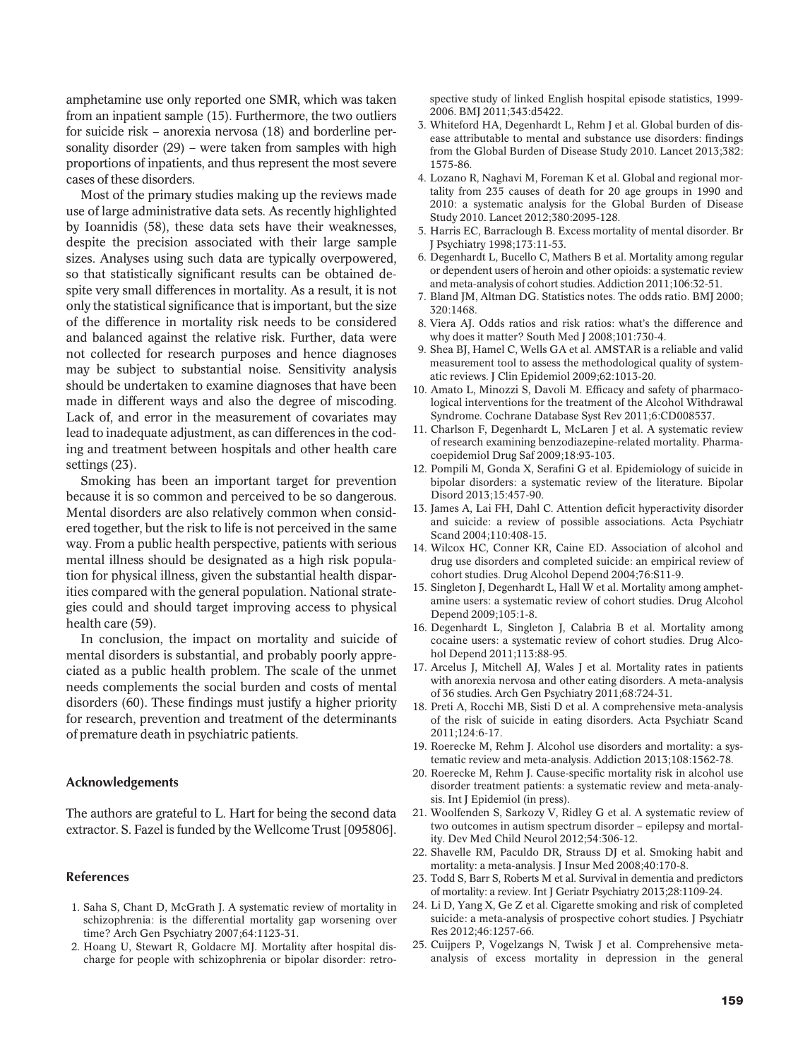amphetamine use only reported one SMR, which was taken from an inpatient sample (15). Furthermore, the two outliers for suicide risk – anorexia nervosa (18) and borderline personality disorder (29) – were taken from samples with high proportions of inpatients, and thus represent the most severe cases of these disorders.

Most of the primary studies making up the reviews made use of large administrative data sets. As recently highlighted by Ioannidis (58), these data sets have their weaknesses, despite the precision associated with their large sample sizes. Analyses using such data are typically overpowered, so that statistically significant results can be obtained despite very small differences in mortality. As a result, it is not only the statistical significance that is important, but the size of the difference in mortality risk needs to be considered and balanced against the relative risk. Further, data were not collected for research purposes and hence diagnoses may be subject to substantial noise. Sensitivity analysis should be undertaken to examine diagnoses that have been made in different ways and also the degree of miscoding. Lack of, and error in the measurement of covariates may lead to inadequate adjustment, as can differences in the coding and treatment between hospitals and other health care settings (23).

Smoking has been an important target for prevention because it is so common and perceived to be so dangerous. Mental disorders are also relatively common when considered together, but the risk to life is not perceived in the same way. From a public health perspective, patients with serious mental illness should be designated as a high risk population for physical illness, given the substantial health disparities compared with the general population. National strategies could and should target improving access to physical health care (59).

In conclusion, the impact on mortality and suicide of mental disorders is substantial, and probably poorly appreciated as a public health problem. The scale of the unmet needs complements the social burden and costs of mental disorders (60). These findings must justify a higher priority for research, prevention and treatment of the determinants of premature death in psychiatric patients.

## Acknowledgements

The authors are grateful to L. Hart for being the second data extractor. S. Fazel is funded by the Wellcome Trust [095806].

## References

1. Saha S, Chant D, McGrath J. A systematic review of mortality in schizophrenia: is the differential mortality gap worsening over time? Arch Gen Psychiatry 2007;64:1123-31.
2. Hoang U, Stewart R, Goldacre MJ. Mortality after hospital discharge for people with schizophrenia or bipolar disorder: retrospective study of linked English hospital episode statistics, 1999-2006. BMJ 2011;343:d5422.
3. Whiteford HA, Degenhardt L, Rehm J et al. Global burden of disease attributable to mental and substance use disorders: findings from the Global Burden of Disease Study 2010. Lancet 2013;382:1575-86.
4. Lozano R, Naghavi M, Foreman K et al. Global and regional mortality from 235 causes of death for 20 age groups in 1990 and 2010: a systematic analysis for the Global Burden of Disease Study 2010. Lancet 2012;380:2095-128.
5. Harris EC, Barraclough B. Excess mortality of mental disorder. Br J Psychiatry 1998;173:11-53.
6. Degenhardt L, Bucello C, Mathers B et al. Mortality among regular or dependent users of heroin and other opioids: a systematic review and meta-analysis of cohort studies. Addiction 2011;106:32-51.
7. Bland JM, Altman DG. Statistics notes. The odds ratio. BMJ 2000;320:1468.
8. Viera AJ. Odds ratios and risk ratios: what's the difference and why does it matter? South Med J 2008;101:730-4.
9. Shea BJ, Hamel C, Wells GA et al. AMSTAR is a reliable and valid measurement tool to assess the methodological quality of systematic reviews. J Clin Epidemiol 2009;62:1013-20.
10. Amato L, Minozzi S, Davoli M. Efficacy and safety of pharmacological interventions for the treatment of the Alcohol Withdrawal Syndrome. Cochrane Database Syst Rev 2011;6:CD008537.
11. Charlson F, Degenhardt L, McLaren J et al. A systematic review of research examining benzodiazepine-related mortality. Pharmacoepidemiol Drug Saf 2009;18:93-103.
12. Pompili M, Gonda X, Serafini G et al. Epidemiology of suicide in bipolar disorders: a systematic review of the literature. Bipolar Disord 2013;15:457-90.
13. James A, Lai FH, Dahl C. Attention deficit hyperactivity disorder and suicide: a review of possible associations. Acta Psychiatr Scand 2004;110:408-15.
14. Wilcox HC, Conner KR, Caine ED. Association of alcohol and drug use disorders and completed suicide: an empirical review of cohort studies. Drug Alcohol Depend 2004;76:S11-9.
15. Singleton J, Degenhardt L, Hall W et al. Mortality among amphetamine users: a systematic review of cohort studies. Drug Alcohol Depend 2009;105:1-8.
16. Degenhardt L, Singleton J, Calabria B et al. Mortality among cocaine users: a systematic review of cohort studies. Drug Alcohol Depend 2011;113:88-95.
17. Arcelus J, Mitchell AJ, Wales J et al. Mortality rates in patients with anorexia nervosa and other eating disorders. A meta-analysis of 36 studies. Arch Gen Psychiatry 2011;68:724-31.
18. Preti A, Rocchi MB, Sisti D et al. A comprehensive meta-analysis of the risk of suicide in eating disorders. Acta Psychiatr Scand 2011;124:6-17.
19. Roerecke M, Rehm J. Alcohol use disorders and mortality: a systematic review and meta-analysis. Addiction 2013;108:1562-78.
20. Roerecke M, Rehm J. Cause-specific mortality risk in alcohol use disorder treatment patients: a systematic review and meta-analysis. Int J Epidemiol (in press).
21. Woolfenden S, Sarkozy V, Ridley G et al. A systematic review of two outcomes in autism spectrum disorder – epilepsy and mortality. Dev Med Child Neurol 2012;54:306-12.
22. Shavelle RM, Paculdo DR, Strauss DJ et al. Smoking habit and mortality: a meta-analysis. J Insur Med 2008;40:170-8.
23. Todd S, Barr S, Roberts M et al. Survival in dementia and predictors of mortality: a review. Int J Geriatr Psychiatry 2013;28:1109-24.
24. Li D, Yang X, Ge Z et al. Cigarette smoking and risk of completed suicide: a meta-analysis of prospective cohort studies. J Psychiatr Res 2012;46:1257-66.
25. Cuijpers P, Vogelzangs N, Twisk J et al. Comprehensive meta-analysis of excess mortality in depression in the general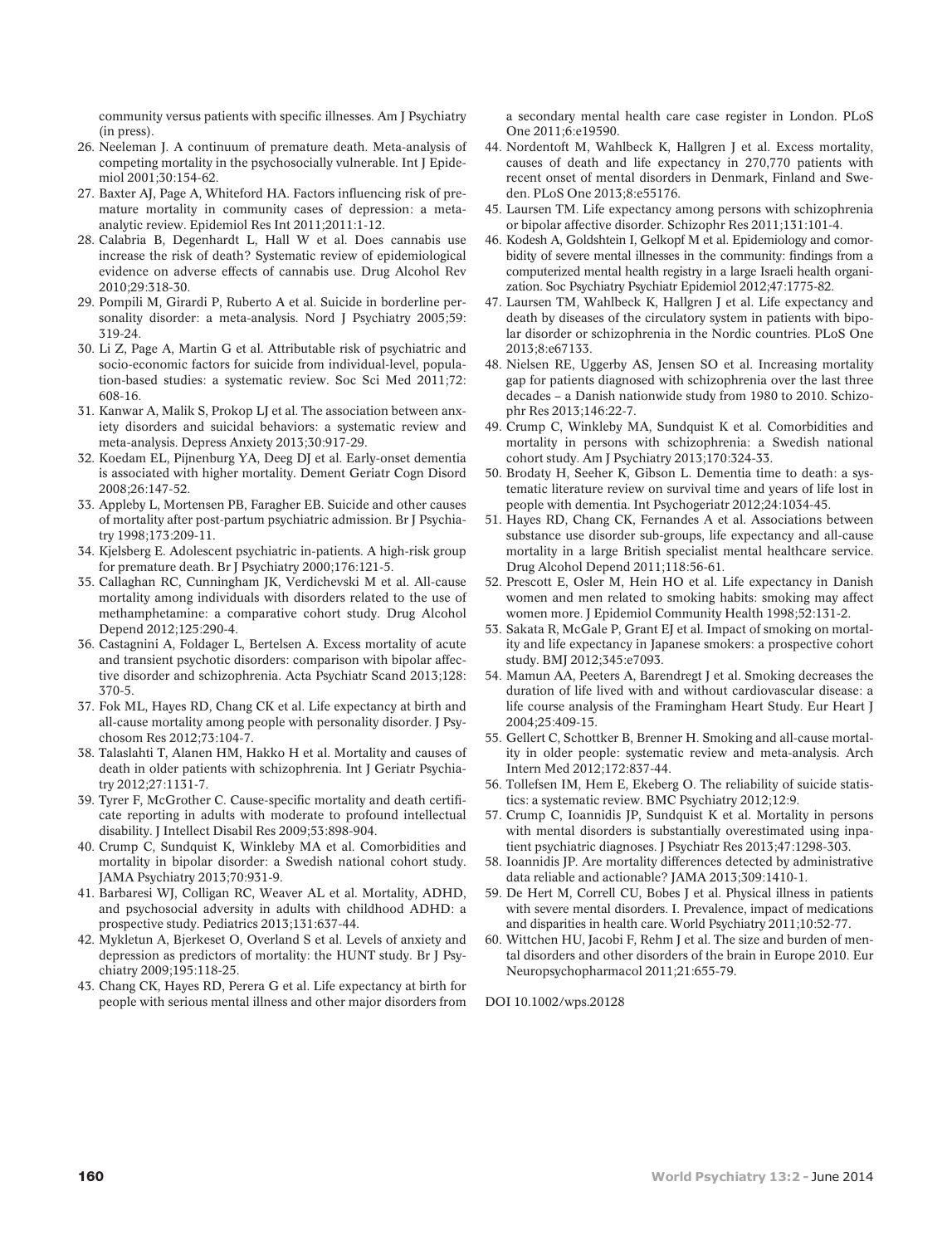community versus patients with specific illnesses. Am J Psychiatry (in press).

26. Neeleman J. A continuum of premature death. Meta-analysis of competing mortality in the psychosocially vulnerable. Int J Epidemiol 2001;30:154-62.
27. Baxter AJ, Page A, Whiteford HA. Factors influencing risk of premature mortality in community cases of depression: a meta-analytic review. Epidemiol Res Int 2011;2011:1-12.
28. Calabria B, Degenhardt L, Hall W et al. Does cannabis use increase the risk of death? Systematic review of epidemiological evidence on adverse effects of cannabis use. Drug Alcohol Rev 2010;29:318-30.
29. Pompili M, Girardi P, Ruberto A et al. Suicide in borderline personality disorder: a meta-analysis. Nord J Psychiatry 2005;59:319-24.
30. Li Z, Page A, Martin G et al. Attributable risk of psychiatric and socio-economic factors for suicide from individual-level, population-based studies: a systematic review. Soc Sci Med 2011;72:608-16.
31. Kanwar A, Malik S, Prokop LJ et al. The association between anxiety disorders and suicidal behaviors: a systematic review and meta-analysis. Depress Anxiety 2013;30:917-29.
32. Koedam EL, Pijnenburg YA, Deeg DJ et al. Early-onset dementia is associated with higher mortality. Dement Geriatr Cogn Disord 2008;26:147-52.
33. Appleby L, Mortensen PB, Faragher EB. Suicide and other causes of mortality after post-partum psychiatric admission. Br J Psychiatry 1998;173:209-11.
34. Kjelsberg E. Adolescent psychiatric in-patients. A high-risk group for premature death. Br J Psychiatry 2000;176:121-5.
35. Callaghan RC, Cunningham JK, Verdichevski M et al. All-cause mortality among individuals with disorders related to the use of methamphetamine: a comparative cohort study. Drug Alcohol Depend 2012;125:290-4.
36. Castagnini A, Foldager L, Bertelsen A. Excess mortality of acute and transient psychotic disorders: comparison with bipolar affective disorder and schizophrenia. Acta Psychiatr Scand 2013;128:370-5.
37. Fok ML, Hayes RD, Chang CK et al. Life expectancy at birth and all-cause mortality among people with personality disorder. J Psychosom Res 2012;73:104-7.
38. Talaslahti T, Alanen HM, Hakko H et al. Mortality and causes of death in older patients with schizophrenia. Int J Geriatr Psychiatry 2012;27:1131-7.
39. Tyrer F, McGrother C. Cause-specific mortality and death certificate reporting in adults with moderate to profound intellectual disability. J Intellect Disabil Res 2009;53:898-904.
40. Crump C, Sundquist K, Winkleby MA et al. Comorbidities and mortality in bipolar disorder: a Swedish national cohort study. JAMA Psychiatry 2013;70:931-9.
41. Barbaresi WJ, Colligan RC, Weaver AL et al. Mortality, ADHD, and psychosocial adversity in adults with childhood ADHD: a prospective study. Pediatrics 2013;131:637-44.
42. Mykletun A, Bjerkeset O, Overland S et al. Levels of anxiety and depression as predictors of mortality: the HUNT study. Br J Psychiatry 2009;195:118-25.
43. Chang CK, Hayes RD, Perera G et al. Life expectancy at birth for people with serious mental illness and other major disorders from a secondary mental health care case register in London. PLoS One 2011;6:e19590.
44. Nordentoft M, Wahlbeck K, Hallgren J et al. Excess mortality, causes of death and life expectancy in 270,770 patients with recent onset of mental disorders in Denmark, Finland and Sweden. PLoS One 2013;8:e55176.
45. Laursen TM. Life expectancy among persons with schizophrenia or bipolar affective disorder. Schizophr Res 2011;131:101-4.
46. Kodesh A, Goldshtein I, Gelkopf M et al. Epidemiology and comorbidity of severe mental illnesses in the community: findings from a computerized mental health registry in a large Israeli health organization. Soc Psychiatry Psychiatr Epidemiol 2012;47:1775-82.
47. Laursen TM, Wahlbeck K, Hallgren J et al. Life expectancy and death by diseases of the circulatory system in patients with bipolar disorder or schizophrenia in the Nordic countries. PLoS One 2013;8:e67133.
48. Nielsen RE, Uggerby AS, Jensen SO et al. Increasing mortality gap for patients diagnosed with schizophrenia over the last three decades – a Danish nationwide study from 1980 to 2010. Schizophr Res 2013;146:22-7.
49. Crump C, Winkleby MA, Sundquist K et al. Comorbidities and mortality in persons with schizophrenia: a Swedish national cohort study. Am J Psychiatry 2013;170:324-33.
50. Brodaty H, Seeher K, Gibson L. Dementia time to death: a systematic literature review on survival time and years of life lost in people with dementia. Int Psychogeriatr 2012;24:1034-45.
51. Hayes RD, Chang CK, Fernandes A et al. Associations between substance use disorder sub-groups, life expectancy and all-cause mortality in a large British specialist mental healthcare service. Drug Alcohol Depend 2011;118:56-61.
52. Prescott E, Osler M, Hein HO et al. Life expectancy in Danish women and men related to smoking habits: smoking may affect women more. J Epidemiol Community Health 1998;52:131-2.
53. Sakata R, McGale P, Grant EJ et al. Impact of smoking on mortality and life expectancy in Japanese smokers: a prospective cohort study. BMJ 2012;345:e7093.
54. Mamun AA, Peeters A, Barendregt J et al. Smoking decreases the duration of life lived with and without cardiovascular disease: a life course analysis of the Framingham Heart Study. Eur Heart J 2004;25:409-15.
55. Gellert C, Schottker B, Brenner H. Smoking and all-cause mortality in older people: systematic review and meta-analysis. Arch Intern Med 2012;172:837-44.
56. Tollefsen IM, Hem E, Ekeberg O. The reliability of suicide statistics: a systematic review. BMC Psychiatry 2012;12:9.
57. Crump C, Ioannidis JP, Sundquist K et al. Mortality in persons with mental disorders is substantially overestimated using inpatient psychiatric diagnoses. J Psychiatr Res 2013;47:1298-303.
58. Ioannidis JP. Are mortality differences detected by administrative data reliable and actionable? JAMA 2013;309:1410-1.
59. De Hert M, Correll CU, Bobes J et al. Physical illness in patients with severe mental disorders. I. Prevalence, impact of medications and disparities in health care. World Psychiatry 2011;10:52-77.
60. Wittchen HU, Jacobi F, Rehm J et al. The size and burden of mental disorders and other disorders of the brain in Europe 2010. Eur Neuropsychopharmacol 2011;21:655-79.

DOI 10.1002/wps.20128